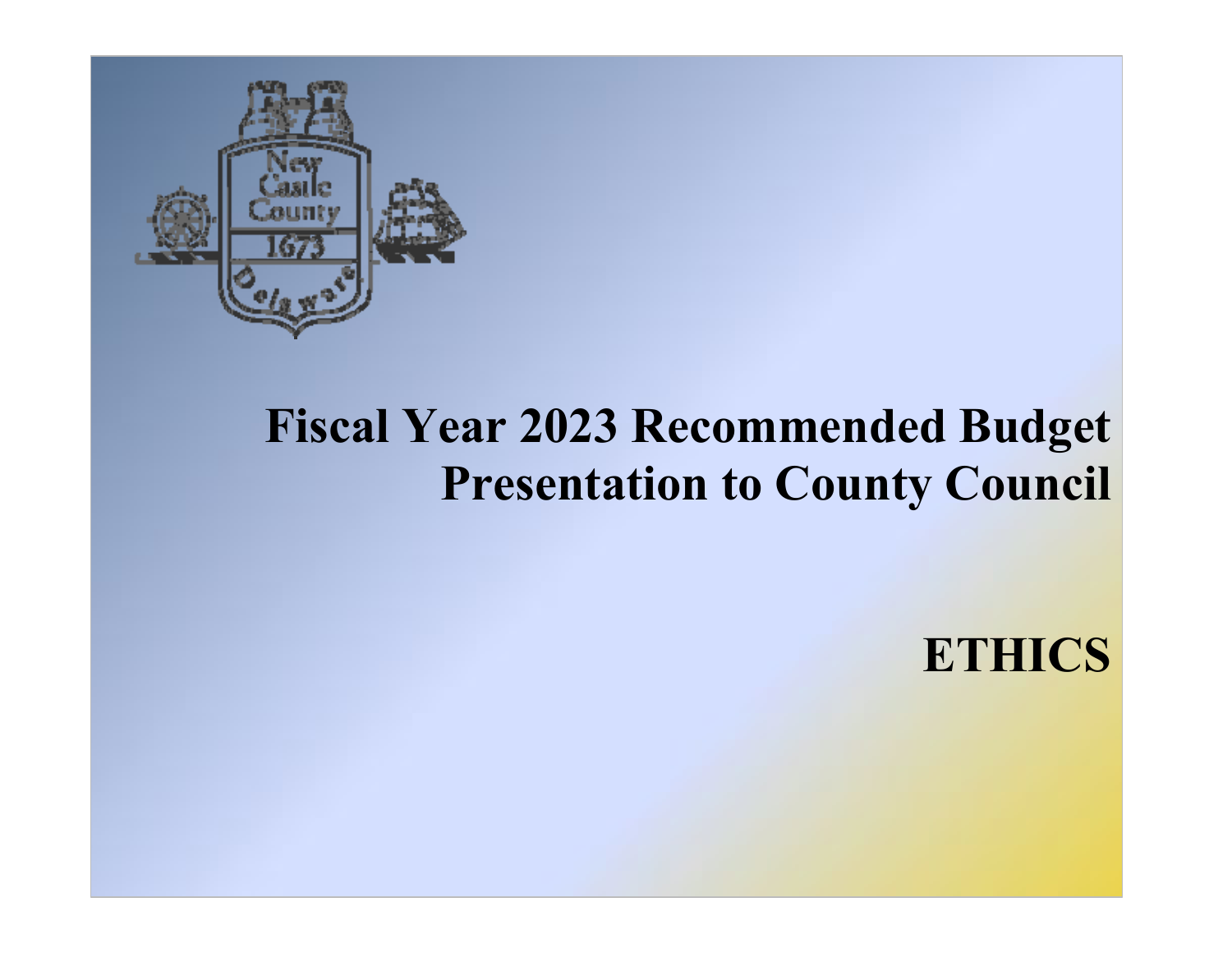# Fiscal Year 2023 Recommended Budget Presentation to County Council

## ETHICS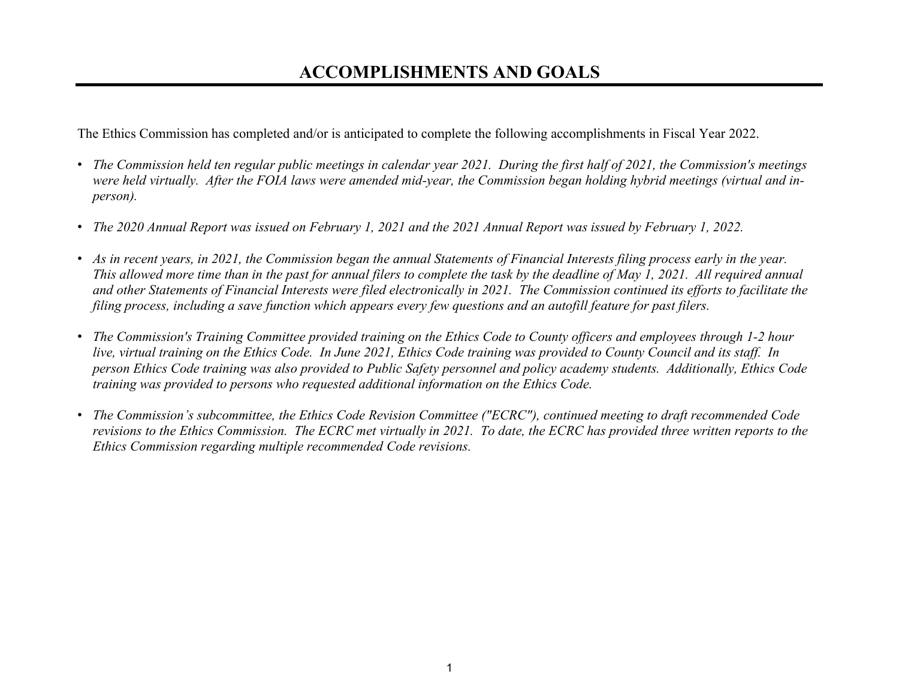# ACCOMPLISHMENTS AND GOALS

The Ethics Commission has completed and/or is anticipated to complete the following accomplishments in Fiscal Year 2022.

- *The Commission held ten regular public meetings in calendar year 2021. During the first half of 2021, the Commission's meetings were held virtually. After the FOIA laws were amended mid-year, the Commission began holding hybrid meetings (virtual and in-person).*

- *The 2020 Annual Report was issued on February 1, 2021 and the 2021 Annual Report was issued by February 1, 2022.*

- *As in recent years, in 2021, the Commission began the annual Statements of Financial Interests filing process early in the year. This allowed more time than in the past for annual filers to complete the task by the deadline of May 1, 2021. All required annual and other Statements of Financial Interests were filed electronically in 2021. The Commission continued its efforts to facilitate the filing process, including a save function which appears every few questions and an autofill feature for past filers.*

- *The Commission's Training Committee provided training on the Ethics Code to County officers and employees through 1-2 hour live, virtual training on the Ethics Code. In June 2021, Ethics Code training was provided to County Council and its staff. In person Ethics Code training was also provided to Public Safety personnel and policy academy students. Additionally, Ethics Code training was provided to persons who requested additional information on the Ethics Code.*

- *The Commission's subcommittee, the Ethics Code Revision Committee ("ECRC"), continued meeting to draft recommended Code revisions to the Ethics Commission. The ECRC met virtually in 2021. To date, the ECRC has provided three written reports to the Ethics Commission regarding multiple recommended Code revisions.*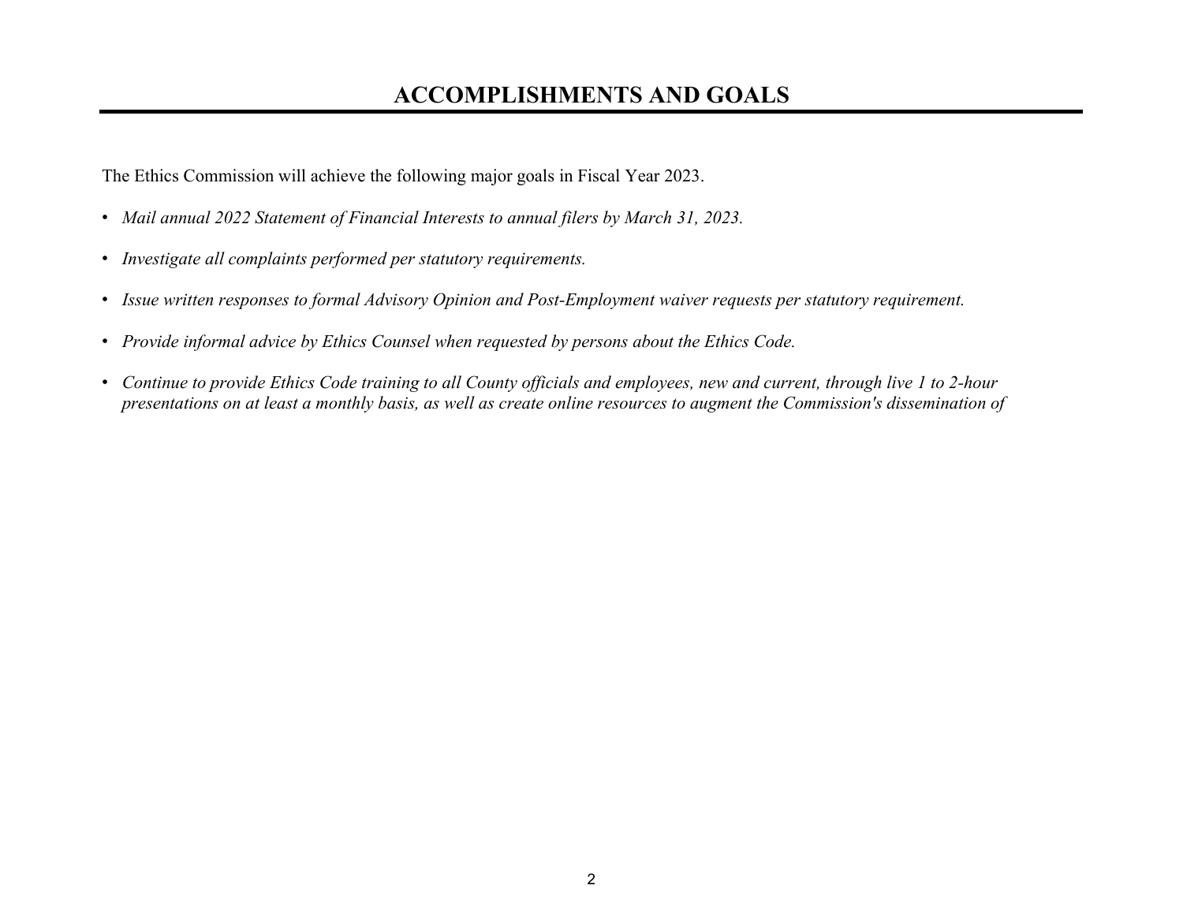# ACCOMPLISHMENTS AND GOALS

The Ethics Commission will achieve the following major goals in Fiscal Year 2023.

- *Mail annual 2022 Statement of Financial Interests to annual filers by March 31, 2023.*
- *Investigate all complaints performed per statutory requirements.*
- *Issue written responses to formal Advisory Opinion and Post-Employment waiver requests per statutory requirement.*
- *Provide informal advice by Ethics Counsel when requested by persons about the Ethics Code.*
- *Continue to provide Ethics Code training to all County officials and employees, new and current, through live 1 to 2-hour presentations on at least a monthly basis, as well as create online resources to augment the Commission's dissemination of*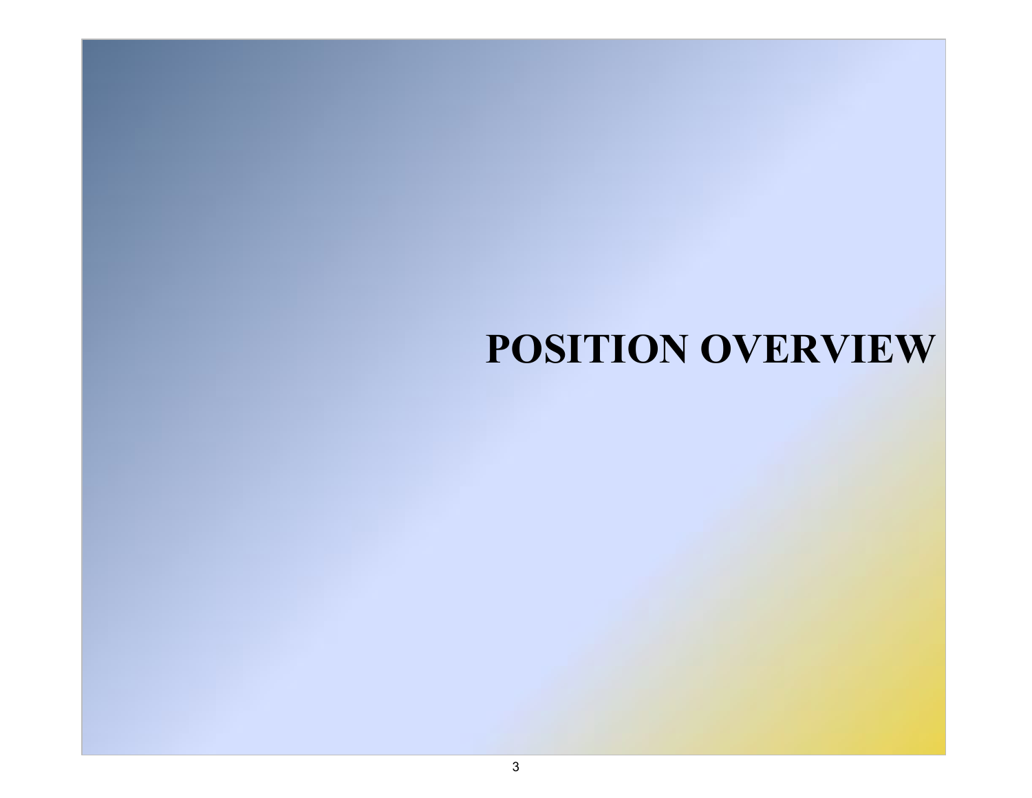# POSITION OVERVIEW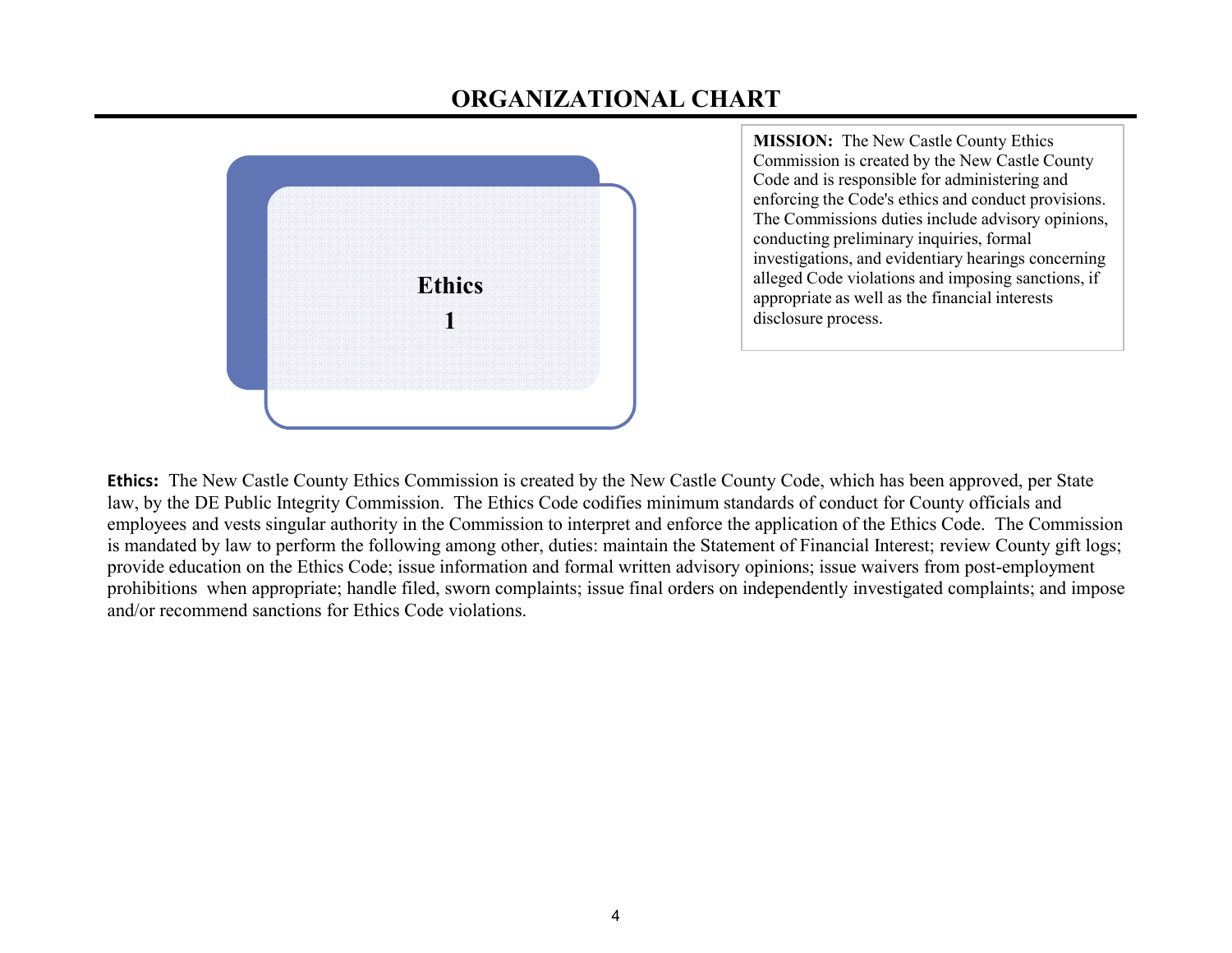# ORGANIZATIONAL CHART

**Ethics**
**1**

**MISSION:** The New Castle County Ethics Commission is created by the New Castle County Code and is responsible for administering and enforcing the Code's ethics and conduct provisions. The Commissions duties include advisory opinions, conducting preliminary inquiries, formal investigations, and evidentiary hearings concerning alleged Code violations and imposing sanctions, if appropriate as well as the financial interests disclosure process.

**Ethics:** The New Castle County Ethics Commission is created by the New Castle County Code, which has been approved, per State law, by the DE Public Integrity Commission. The Ethics Code codifies minimum standards of conduct for County officials and employees and vests singular authority in the Commission to interpret and enforce the application of the Ethics Code. The Commission is mandated by law to perform the following among other, duties: maintain the Statement of Financial Interest; review County gift logs; provide education on the Ethics Code; issue information and formal written advisory opinions; issue waivers from post-employment prohibitions when appropriate; handle filed, sworn complaints; issue final orders on independently investigated complaints; and impose and/or recommend sanctions for Ethics Code violations.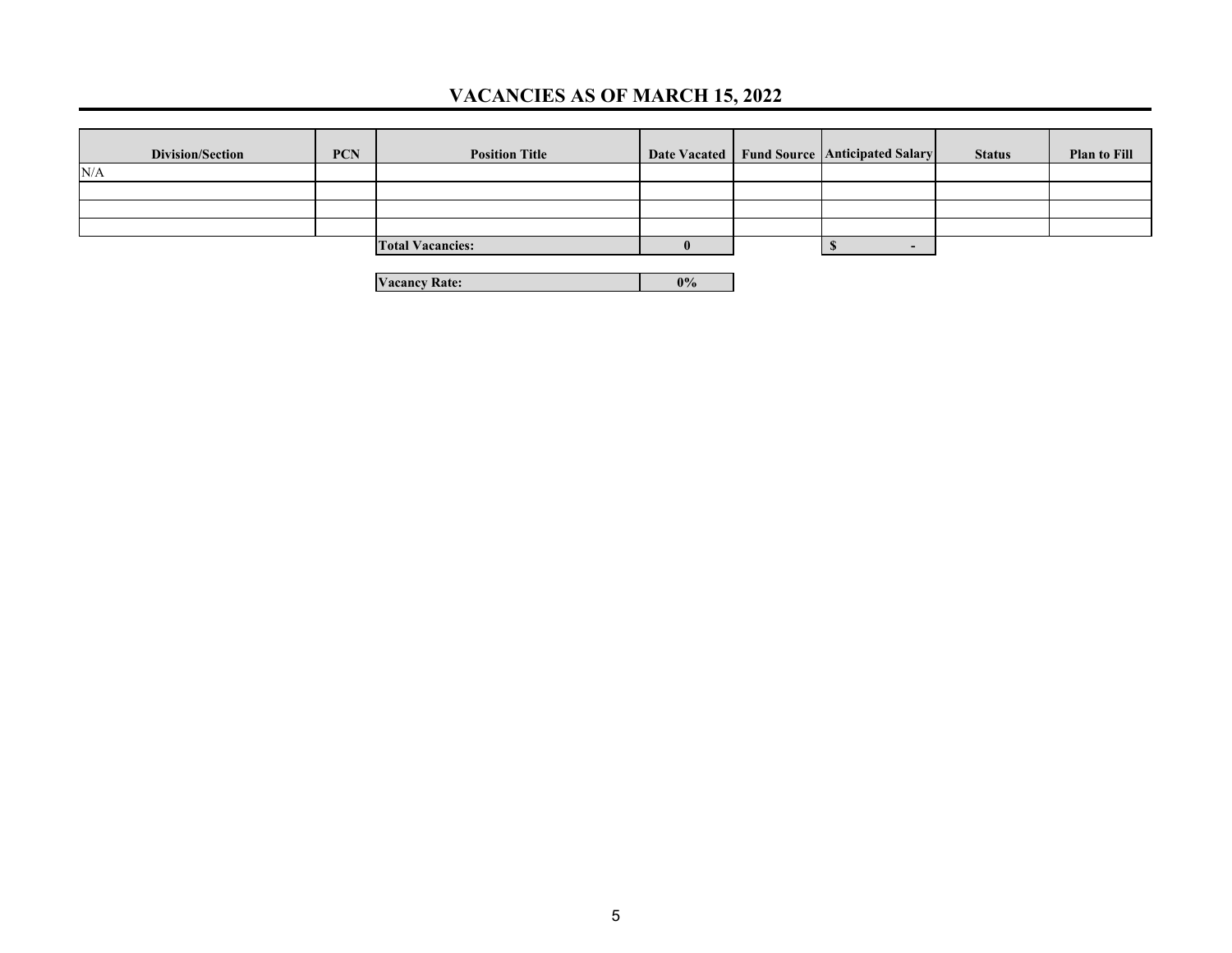## VACANCIES AS OF MARCH 15, 2022

| Division/Section | PCN | Position Title | Date Vacated | Fund Source | Anticipated Salary | Status | Plan to Fill |
|---|---|---|---|---|---|---|---|
| N/A | | | | | | | |
| | | | | | | | |
| | | | | | | | |
| | | | | | | | |
| | | **Total Vacancies:** | **0** | | **$ -** | | |

| | |
|---|---|
| **Vacancy Rate:** | **0%** |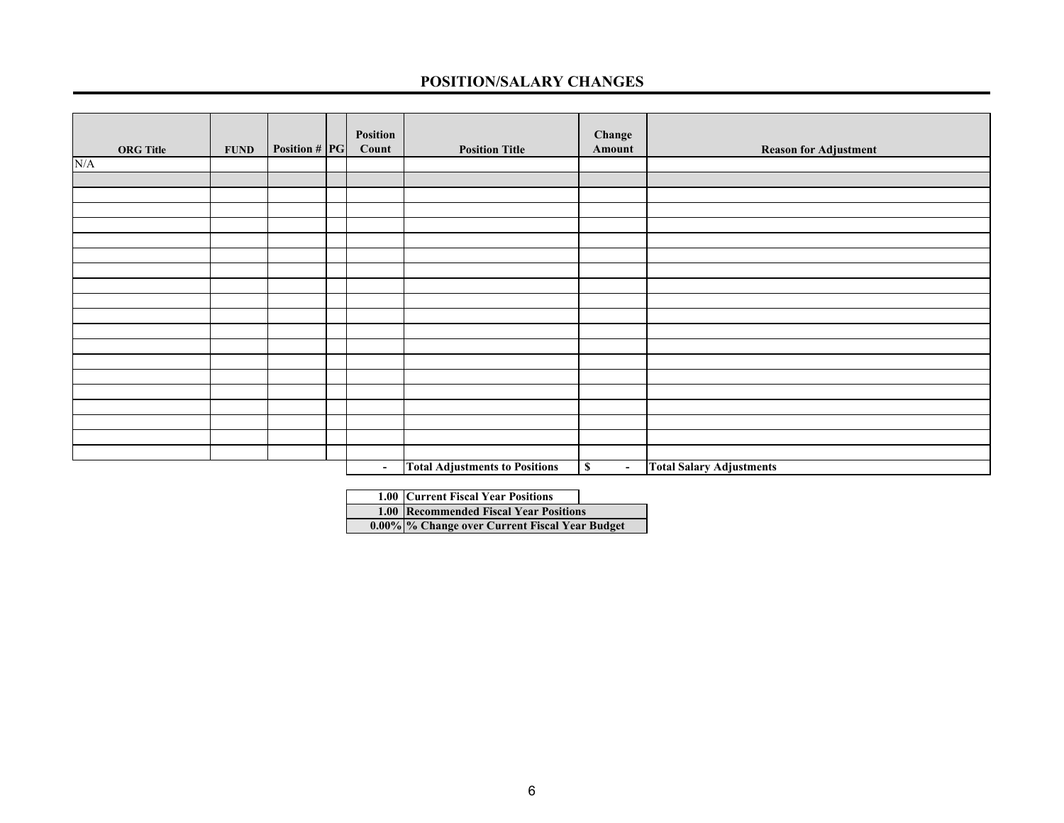## POSITION/SALARY CHANGES

| ORG Title | FUND | Position # | PG | Position Count | Position Title | Change Amount | Reason for Adjustment |
|---|---|---|---|---|---|---|---|
| N/A | | | | | | | |
| | | | | - | **Total Adjustments to Positions** | **$ -** | **Total Salary Adjustments** |

| | |
|---|---|
| **1.00** | **Current Fiscal Year Positions** |
| **1.00** | **Recommended Fiscal Year Positions** |
| **0.00%** | **% Change over Current Fiscal Year Budget** |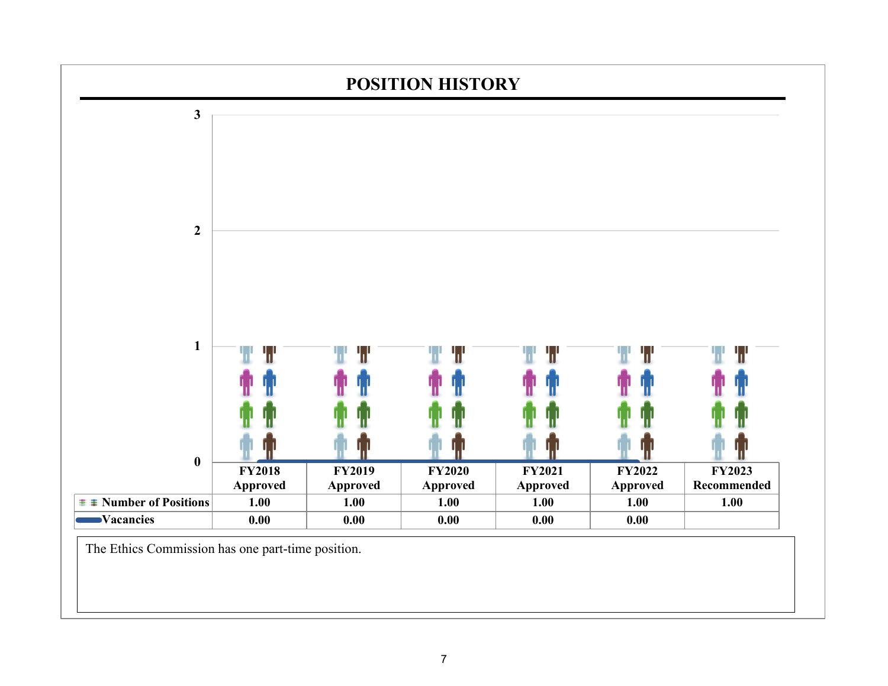## POSITION HISTORY

| | FY2018 Approved | FY2019 Approved | FY2020 Approved | FY2021 Approved | FY2022 Approved | FY2023 Recommended |
|---|---|---|---|---|---|---|
| Number of Positions | 1.00 | 1.00 | 1.00 | 1.00 | 1.00 | 1.00 |
| Vacancies | 0.00 | 0.00 | 0.00 | 0.00 | 0.00 | |

The Ethics Commission has one part-time position.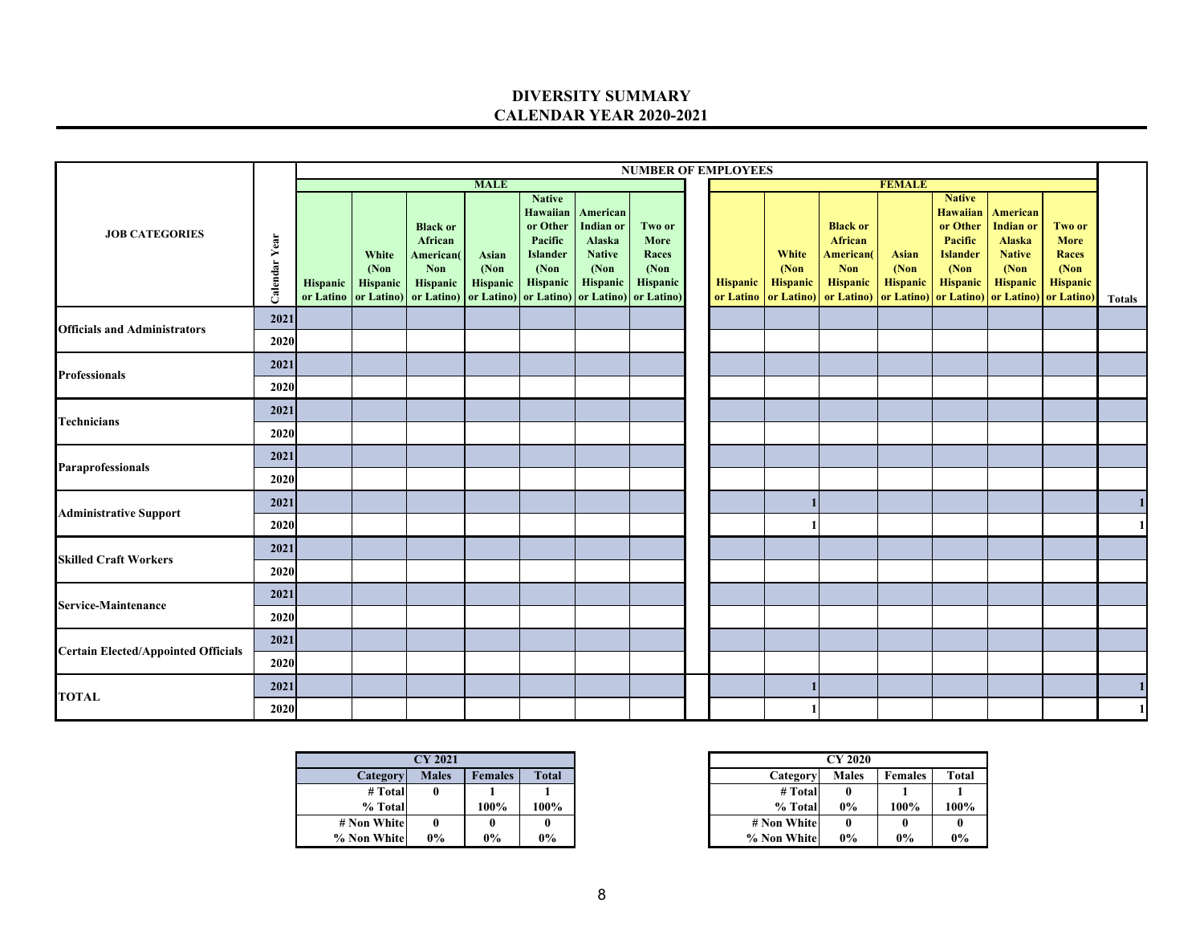# DIVERSITY SUMMARY
## CALENDAR YEAR 2020-2021

| JOB CATEGORIES | Calendar Year | NUMBER OF EMPLOYEES | | | | | | | | | | | | | | | |
|---|---|---|---|---|---|---|---|---|---|---|---|---|---|---|---|---|---|
| | | MALE | | | | | | | | FEMALE | | | | | | | |
| | | Hispanic or Latino | White (Non Hispanic or Latino) | Black or African American( Non Hispanic or Latino) | Asian (Non Hispanic or Latino) | Native Hawaiian or Other Pacific Islander (Non Hispanic or Latino) | American Indian or Alaska Native (Non Hispanic or Latino) | Two or More Races (Non Hispanic or Latino) | | Hispanic or Latino | White (Non Hispanic or Latino) | Black or African American( Non Hispanic or Latino) | Asian (Non Hispanic or Latino) | Native Hawaiian or Other Pacific Islander (Non Hispanic or Latino) | American Indian or Alaska Native (Non Hispanic or Latino) | Two or More Races (Non Hispanic or Latino) | Totals |
| Officials and Administrators | 2021 | | | | | | | | | | | | | | | | |
| | 2020 | | | | | | | | | | | | | | | | |
| Professionals | 2021 | | | | | | | | | | | | | | | | |
| | 2020 | | | | | | | | | | | | | | | | |
| Technicians | 2021 | | | | | | | | | | | | | | | | |
| | 2020 | | | | | | | | | | | | | | | | |
| Paraprofessionals | 2021 | | | | | | | | | | | | | | | | |
| | 2020 | | | | | | | | | | | | | | | | |
| Administrative Support | 2021 | | | | | | | | | | 1 | | | | | | 1 |
| | 2020 | | | | | | | | | | 1 | | | | | | 1 |
| Skilled Craft Workers | 2021 | | | | | | | | | | | | | | | | |
| | 2020 | | | | | | | | | | | | | | | | |
| Service-Maintenance | 2021 | | | | | | | | | | | | | | | | |
| | 2020 | | | | | | | | | | | | | | | | |
| Certain Elected/Appointed Officials | 2021 | | | | | | | | | | | | | | | | |
| | 2020 | | | | | | | | | | | | | | | | |
| TOTAL | 2021 | | | | | | | | | | 1 | | | | | | 1 |
| | 2020 | | | | | | | | | | 1 | | | | | | 1 |

| CY 2021 | | | |
|---|---|---|---|
| Category | Males | Females | Total |
| # Total | 0 | 1 | 1 |
| % Total | | 100% | 100% |
| # Non White | 0 | 0 | 0 |
| % Non White | 0% | 0% | 0% |

| CY 2020 | | | |
|---|---|---|---|
| Category | Males | Females | Total |
| # Total | 0 | 1 | 1 |
| % Total | 0% | 100% | 100% |
| # Non White | 0 | 0 | 0 |
| % Non White | 0% | 0% | 0% |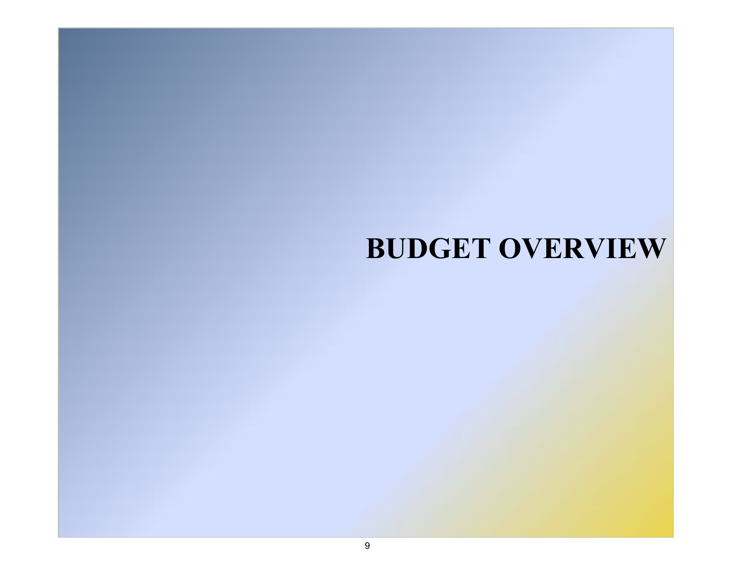# BUDGET OVERVIEW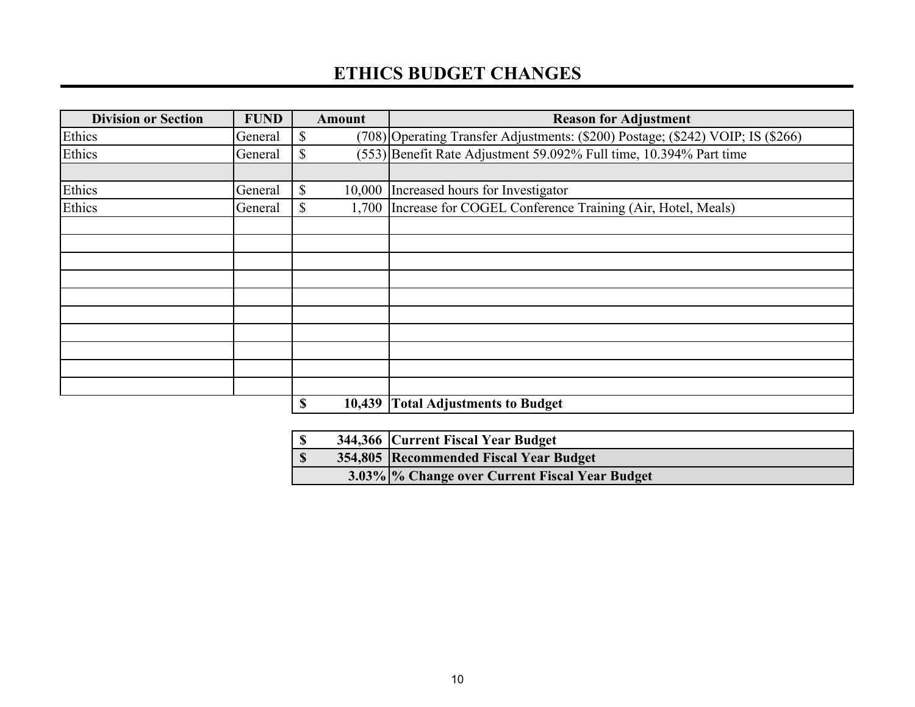# ETHICS BUDGET CHANGES

| Division or Section | FUND | Amount | Reason for Adjustment |
|---|---|---|---|
| Ethics | General | $ (708) | Operating Transfer Adjustments: ($200) Postage; ($242) VOIP; IS ($266) |
| Ethics | General | $ (553) | Benefit Rate Adjustment 59.092% Full time, 10.394% Part time |
| | | | |
| Ethics | General | $ 10,000 | Increased hours for Investigator |
| Ethics | General | $ 1,700 | Increase for COGEL Conference Training (Air, Hotel, Meals) |
| | | | |
| | | | |
| | | | |
| | | | |
| | | | |
| | | | |
| | | | |
| | | | |
| | | | |
| | | | |
| | | **$ 10,439** | **Total Adjustments to Budget** |

| Amount | Description |
|---|---|
| **$ 344,366** | **Current Fiscal Year Budget** |
| **$ 354,805** | **Recommended Fiscal Year Budget** |
| **3.03%** | **% Change over Current Fiscal Year Budget** |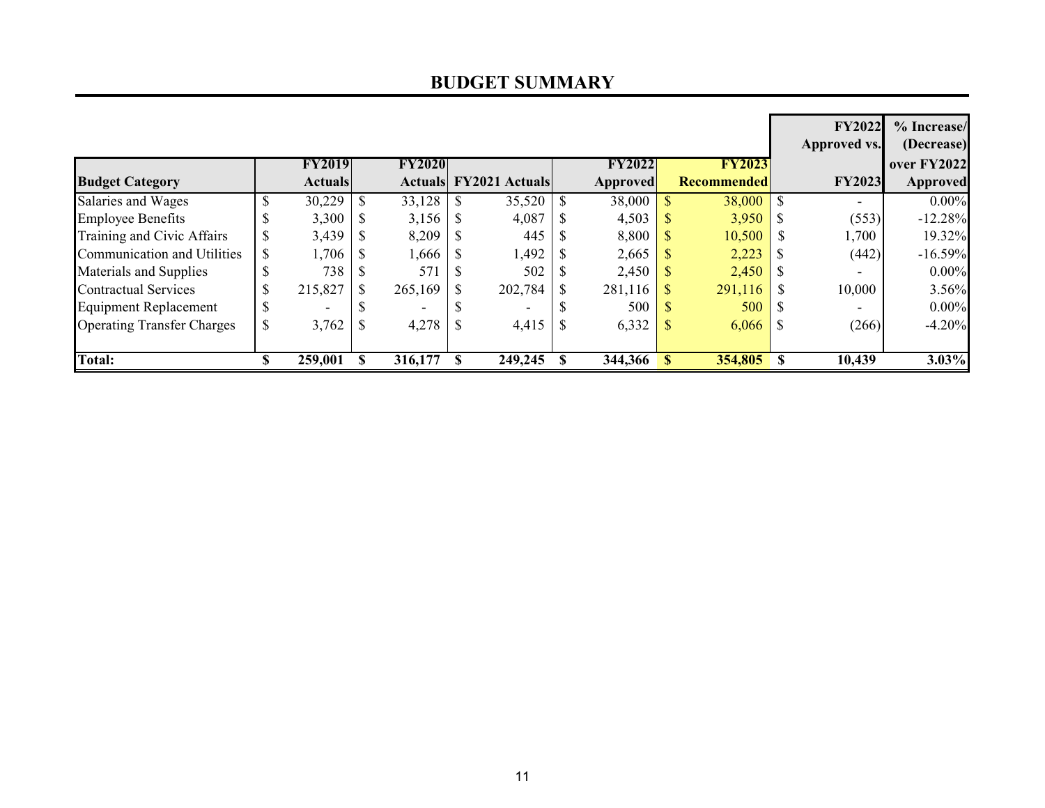## BUDGET SUMMARY

| Budget Category | FY2019 Actuals | FY2020 Actuals | FY2021 Actuals | FY2022 Approved | FY2023 Recommended | FY2022 Approved vs. FY2023 | % Increase/ (Decrease) over FY2022 Approved |
|---|---|---|---|---|---|---|---|
| Salaries and Wages | $ 30,229 | $ 33,128 | $ 35,520 | $ 38,000 | $ 38,000 | $ - | 0.00% |
| Employee Benefits | $ 3,300 | $ 3,156 | $ 4,087 | $ 4,503 | $ 3,950 | $ (553) | -12.28% |
| Training and Civic Affairs | $ 3,439 | $ 8,209 | $ 445 | $ 8,800 | $ 10,500 | $ 1,700 | 19.32% |
| Communication and Utilities | $ 1,706 | $ 1,666 | $ 1,492 | $ 2,665 | $ 2,223 | $ (442) | -16.59% |
| Materials and Supplies | $ 738 | $ 571 | $ 502 | $ 2,450 | $ 2,450 | $ - | 0.00% |
| Contractual Services | $ 215,827 | $ 265,169 | $ 202,784 | $ 281,116 | $ 291,116 | $ 10,000 | 3.56% |
| Equipment Replacement | $ - | $ - | $ - | $ 500 | $ 500 | $ - | 0.00% |
| Operating Transfer Charges | $ 3,762 | $ 4,278 | $ 4,415 | $ 6,332 | $ 6,066 | $ (266) | -4.20% |
| **Total:** | **$ 259,001** | **$ 316,177** | **$ 249,245** | **$ 344,366** | **$ 354,805** | **$ 10,439** | **3.03%** |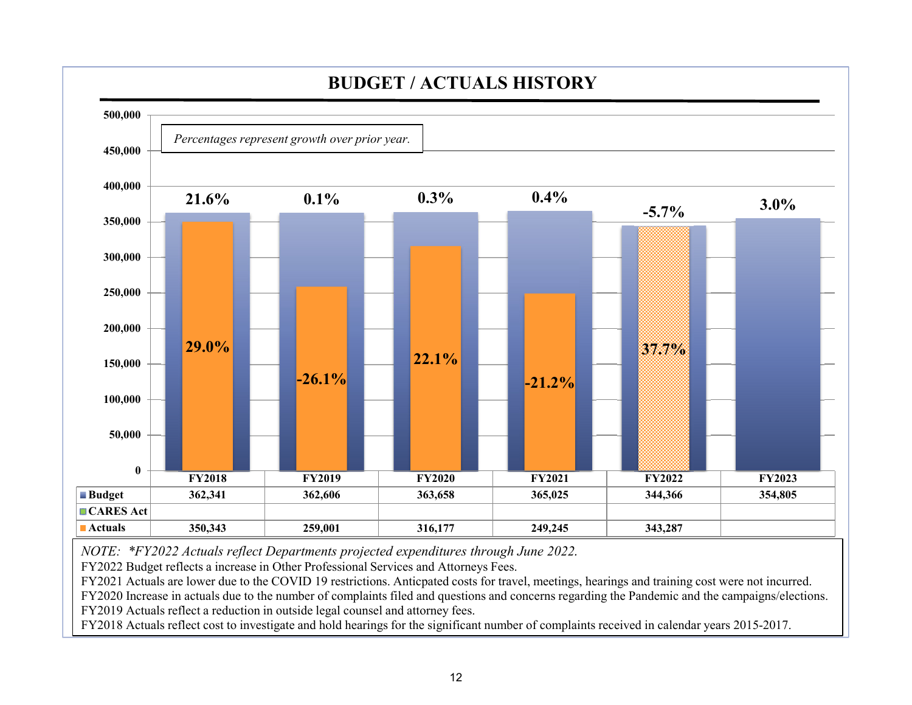# BUDGET / ACTUALS HISTORY

*Percentages represent growth over prior year.*

| | FY2018 | FY2019 | FY2020 | FY2021 | FY2022 | FY2023 |
|---|---|---|---|---|---|---|
| Budget | 362,341 | 362,606 | 363,658 | 365,025 | 344,366 | 354,805 |
| Budget growth | 21.6% | 0.1% | 0.3% | 0.4% | -5.7% | 3.0% |
| CARES Act | | | | | | |
| Actuals | 350,343 | 259,001 | 316,177 | 249,245 | 343,287 | |
| Actuals growth | 29.0% | -26.1% | 22.1% | -21.2% | 37.7% | |

*NOTE: \*FY2022 Actuals reflect Departments projected expenditures through June 2022.*

FY2022 Budget reflects a increase in Other Professional Services and Attorneys Fees.

FY2021 Actuals are lower due to the COVID 19 restrictions. Anticpated costs for travel, meetings, hearings and training cost were not incurred.

FY2020 Increase in actuals due to the number of complaints filed and questions and concerns regarding the Pandemic and the campaigns/elections.

FY2019 Actuals reflect a reduction in outside legal counsel and attorney fees.

FY2018 Actuals reflect cost to investigate and hold hearings for the significant number of complaints received in calendar years 2015-2017.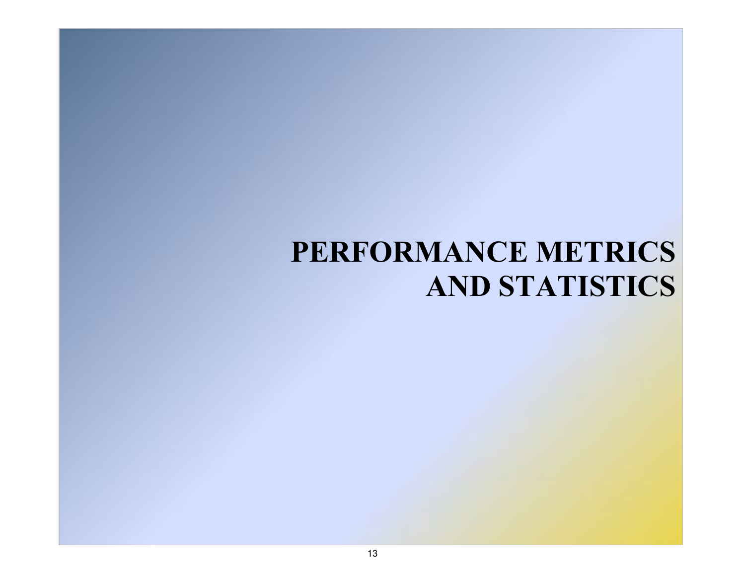# PERFORMANCE METRICS AND STATISTICS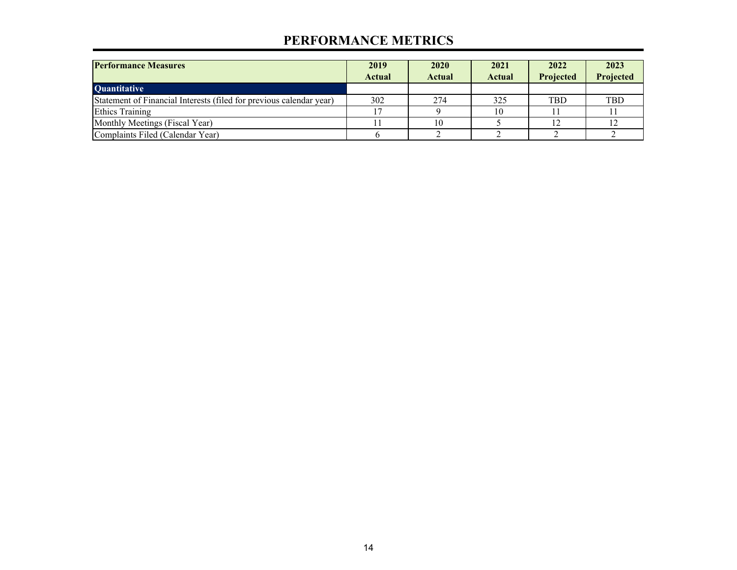## PERFORMANCE METRICS

| Performance Measures | 2019 Actual | 2020 Actual | 2021 Actual | 2022 Projected | 2023 Projected |
|---|---|---|---|---|---|
| **Quantitative** | | | | | |
| Statement of Financial Interests (filed for previous calendar year) | 302 | 274 | 325 | TBD | TBD |
| Ethics Training | 17 | 9 | 10 | 11 | 11 |
| Monthly Meetings (Fiscal Year) | 11 | 10 | 5 | 12 | 12 |
| Complaints Filed (Calendar Year) | 6 | 2 | 2 | 2 | 2 |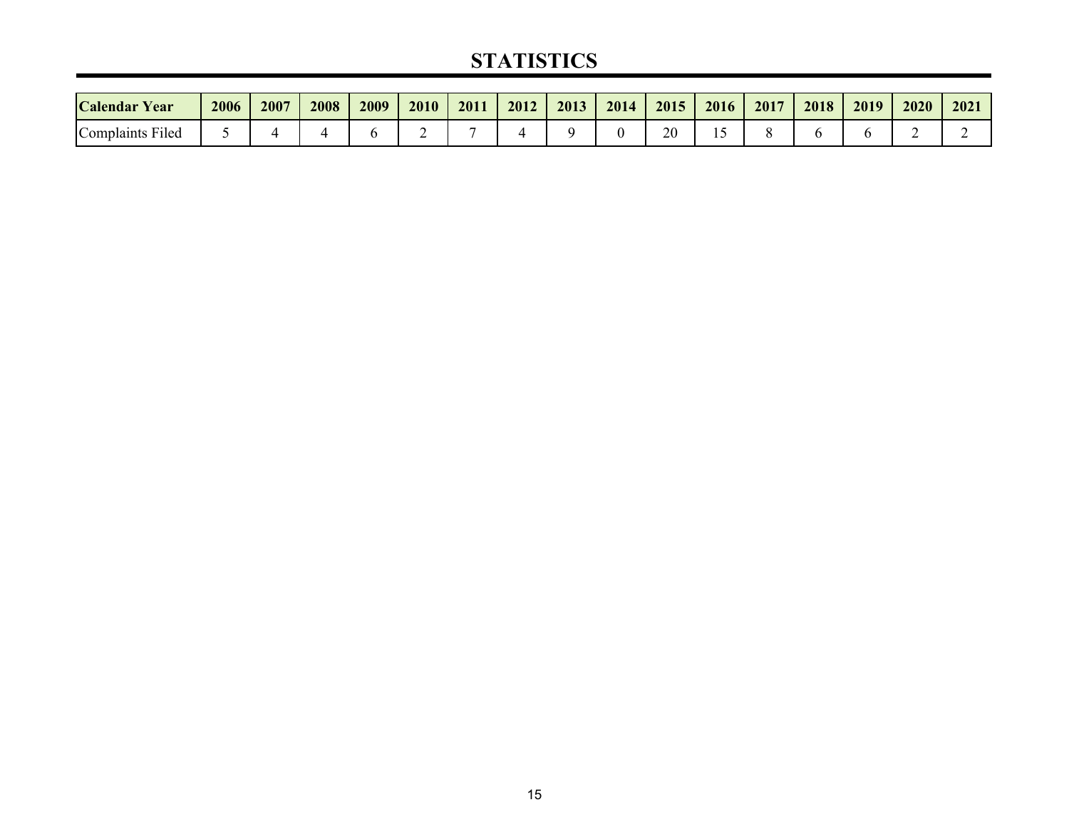## STATISTICS

| Calendar Year | 2006 | 2007 | 2008 | 2009 | 2010 | 2011 | 2012 | 2013 | 2014 | 2015 | 2016 | 2017 | 2018 | 2019 | 2020 | 2021 |
|---|---|---|---|---|---|---|---|---|---|---|---|---|---|---|---|---|
| Complaints Filed | 5 | 4 | 4 | 6 | 2 | 7 | 4 | 9 | 0 | 20 | 15 | 8 | 6 | 6 | 2 | 2 |